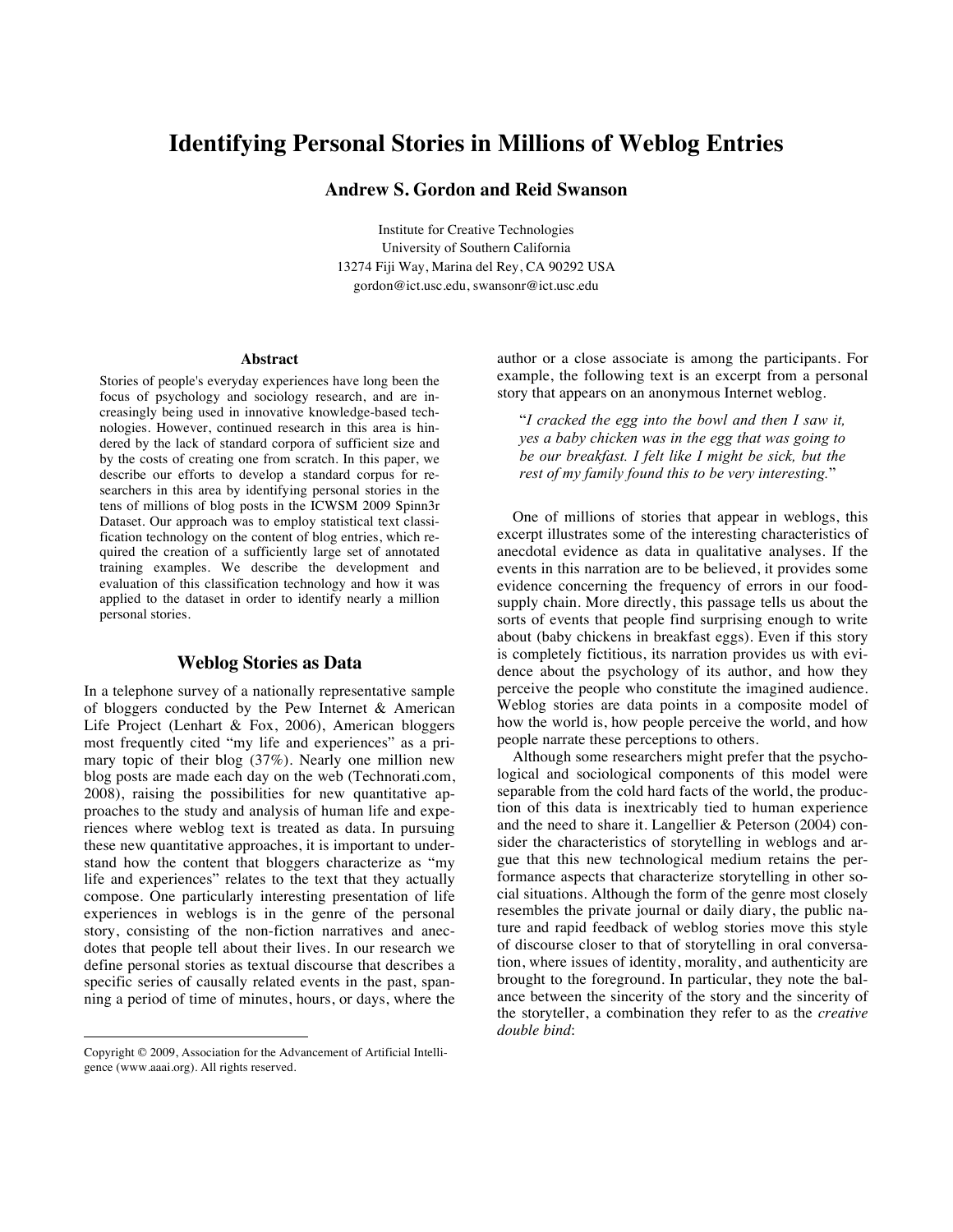# Identifying Personal Stories in Millions of Weblog Entries

**Andrew S. Gordon and Reid Swanson**

Institute for Creative Technologies
University of Southern California
13274 Fiji Way, Marina del Rey, CA 90292 USA
gordon@ict.usc.edu, swansonr@ict.usc.edu

### Abstract

Stories of people's everyday experiences have long been the focus of psychology and sociology research, and are increasingly being used in innovative knowledge-based technologies. However, continued research in this area is hindered by the lack of standard corpora of sufficient size and by the costs of creating one from scratch. In this paper, we describe our efforts to develop a standard corpus for researchers in this area by identifying personal stories in the tens of millions of blog posts in the ICWSM 2009 Spinn3r Dataset. Our approach was to employ statistical text classification technology on the content of blog entries, which required the creation of a sufficiently large set of annotated training examples. We describe the development and evaluation of this classification technology and how it was applied to the dataset in order to identify nearly a million personal stories.

## Weblog Stories as Data

In a telephone survey of a nationally representative sample of bloggers conducted by the Pew Internet & American Life Project (Lenhart & Fox, 2006), American bloggers most frequently cited "my life and experiences" as a primary topic of their blog (37%). Nearly one million new blog posts are made each day on the web (Technorati.com, 2008), raising the possibilities for new quantitative approaches to the study and analysis of human life and experiences where weblog text is treated as data. In pursuing these new quantitative approaches, it is important to understand how the content that bloggers characterize as "my life and experiences" relates to the text that they actually compose. One particularly interesting presentation of life experiences in weblogs is in the genre of the personal story, consisting of the non-fiction narratives and anecdotes that people tell about their lives. In our research we define personal stories as textual discourse that describes a specific series of causally related events in the past, spanning a period of time of minutes, hours, or days, where the author or a close associate is among the participants. For example, the following text is an excerpt from a personal story that appears on an anonymous Internet weblog.

> "*I cracked the egg into the bowl and then I saw it, yes a baby chicken was in the egg that was going to be our breakfast. I felt like I might be sick, but the rest of my family found this to be very interesting.*"

One of millions of stories that appear in weblogs, this excerpt illustrates some of the interesting characteristics of anecdotal evidence as data in qualitative analyses. If the events in this narration are to be believed, it provides some evidence concerning the frequency of errors in our food-supply chain. More directly, this passage tells us about the sorts of events that people find surprising enough to write about (baby chickens in breakfast eggs). Even if this story is completely fictitious, its narration provides us with evidence about the psychology of its author, and how they perceive the people who constitute the imagined audience. Weblog stories are data points in a composite model of how the world is, how people perceive the world, and how people narrate these perceptions to others.

Although some researchers might prefer that the psychological and sociological components of this model were separable from the cold hard facts of the world, the production of this data is inextricably tied to human experience and the need to share it. Langellier & Peterson (2004) consider the characteristics of storytelling in weblogs and argue that this new technological medium retains the performance aspects that characterize storytelling in other social situations. Although the form of the genre most closely resembles the private journal or daily diary, the public nature and rapid feedback of weblog stories move this style of discourse closer to that of storytelling in oral conversation, where issues of identity, morality, and authenticity are brought to the foreground. In particular, they note the balance between the sincerity of the story and the sincerity of the storyteller, a combination they refer to as the *creative double bind*:

Copyright © 2009, Association for the Advancement of Artificial Intelligence (www.aaai.org). All rights reserved.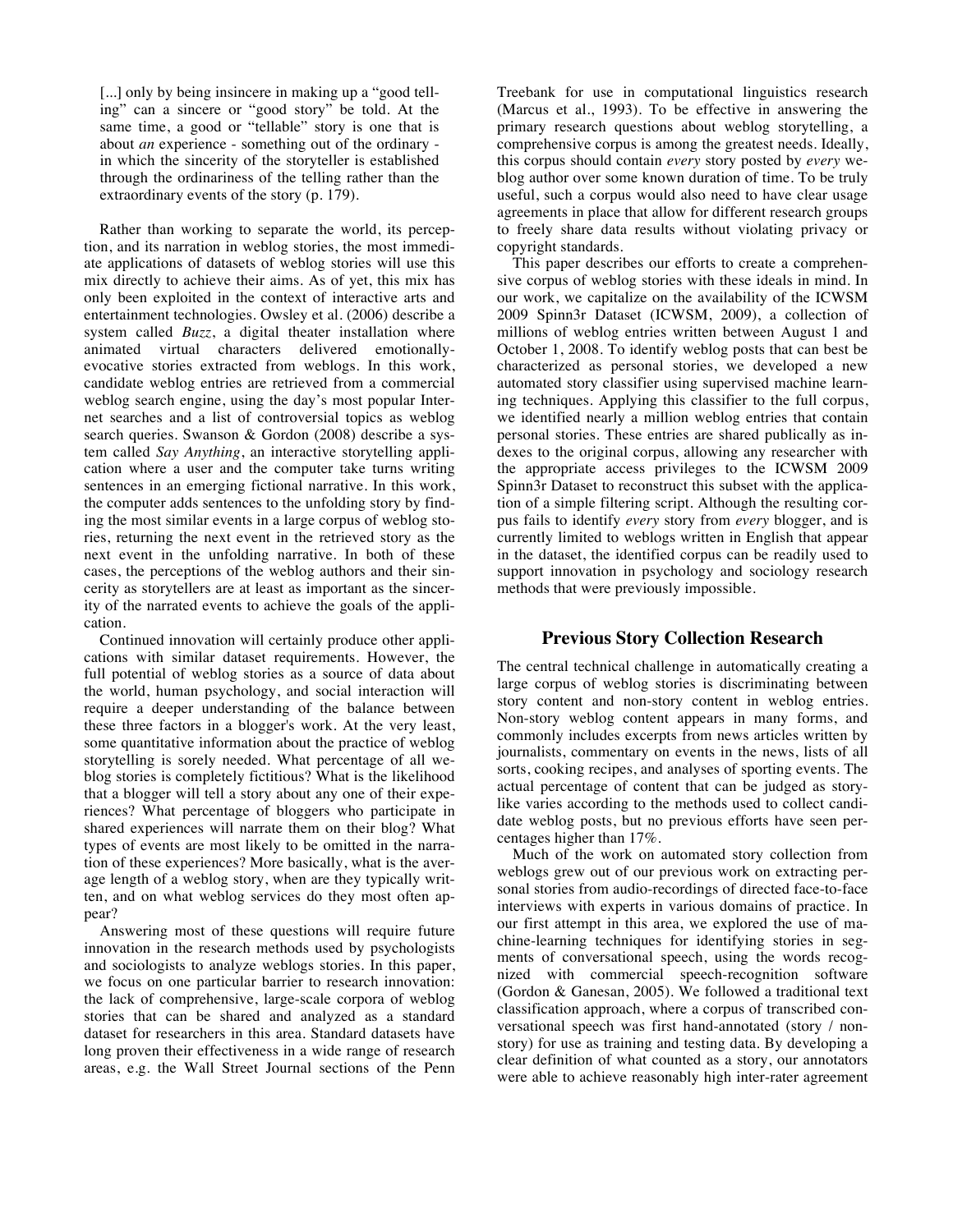> [...] only by being insincere in making up a "good telling" can a sincere or "good story" be told. At the same time, a good or "tellable" story is one that is about *an* experience - something out of the ordinary - in which the sincerity of the storyteller is established through the ordinariness of the telling rather than the extraordinary events of the story (p. 179).

Rather than working to separate the world, its perception, and its narration in weblog stories, the most immediate applications of datasets of weblog stories will use this mix directly to achieve their aims. As of yet, this mix has only been exploited in the context of interactive arts and entertainment technologies. Owsley et al. (2006) describe a system called *Buzz*, a digital theater installation where animated virtual characters delivered emotionally-evocative stories extracted from weblogs. In this work, candidate weblog entries are retrieved from a commercial weblog search engine, using the day's most popular Internet searches and a list of controversial topics as weblog search queries. Swanson & Gordon (2008) describe a system called *Say Anything*, an interactive storytelling application where a user and the computer take turns writing sentences in an emerging fictional narrative. In this work, the computer adds sentences to the unfolding story by finding the most similar events in a large corpus of weblog stories, returning the next event in the retrieved story as the next event in the unfolding narrative. In both of these cases, the perceptions of the weblog authors and their sincerity as storytellers are at least as important as the sincerity of the narrated events to achieve the goals of the application.

Continued innovation will certainly produce other applications with similar dataset requirements. However, the full potential of weblog stories as a source of data about the world, human psychology, and social interaction will require a deeper understanding of the balance between these three factors in a blogger's work. At the very least, some quantitative information about the practice of weblog storytelling is sorely needed. What percentage of all weblog stories is completely fictitious? What is the likelihood that a blogger will tell a story about any one of their experiences? What percentage of bloggers who participate in shared experiences will narrate them on their blog? What types of events are most likely to be omitted in the narration of these experiences? More basically, what is the average length of a weblog story, when are they typically written, and on what weblog services do they most often appear?

Answering most of these questions will require future innovation in the research methods used by psychologists and sociologists to analyze weblogs stories. In this paper, we focus on one particular barrier to research innovation: the lack of comprehensive, large-scale corpora of weblog stories that can be shared and analyzed as a standard dataset for researchers in this area. Standard datasets have long proven their effectiveness in a wide range of research areas, e.g. the Wall Street Journal sections of the Penn Treebank for use in computational linguistics research (Marcus et al., 1993). To be effective in answering the primary research questions about weblog storytelling, a comprehensive corpus is among the greatest needs. Ideally, this corpus should contain *every* story posted by *every* weblog author over some known duration of time. To be truly useful, such a corpus would also need to have clear usage agreements in place that allow for different research groups to freely share data results without violating privacy or copyright standards.

This paper describes our efforts to create a comprehensive corpus of weblog stories with these ideals in mind. In our work, we capitalize on the availability of the ICWSM 2009 Spinn3r Dataset (ICWSM, 2009), a collection of millions of weblog entries written between August 1 and October 1, 2008. To identify weblog posts that can best be characterized as personal stories, we developed a new automated story classifier using supervised machine learning techniques. Applying this classifier to the full corpus, we identified nearly a million weblog entries that contain personal stories. These entries are shared publically as indexes to the original corpus, allowing any researcher with the appropriate access privileges to the ICWSM 2009 Spinn3r Dataset to reconstruct this subset with the application of a simple filtering script. Although the resulting corpus fails to identify *every* story from *every* blogger, and is currently limited to weblogs written in English that appear in the dataset, the identified corpus can be readily used to support innovation in psychology and sociology research methods that were previously impossible.

## Previous Story Collection Research

The central technical challenge in automatically creating a large corpus of weblog stories is discriminating between story content and non-story content in weblog entries. Non-story weblog content appears in many forms, and commonly includes excerpts from news articles written by journalists, commentary on events in the news, lists of all sorts, cooking recipes, and analyses of sporting events. The actual percentage of content that can be judged as story-like varies according to the methods used to collect candidate weblog posts, but no previous efforts have seen percentages higher than 17%.

Much of the work on automated story collection from weblogs grew out of our previous work on extracting personal stories from audio-recordings of directed face-to-face interviews with experts in various domains of practice. In our first attempt in this area, we explored the use of machine-learning techniques for identifying stories in segments of conversational speech, using the words recognized with commercial speech-recognition software (Gordon & Ganesan, 2005). We followed a traditional text classification approach, where a corpus of transcribed conversational speech was first hand-annotated (story / non-story) for use as training and testing data. By developing a clear definition of what counted as a story, our annotators were able to achieve reasonably high inter-rater agreement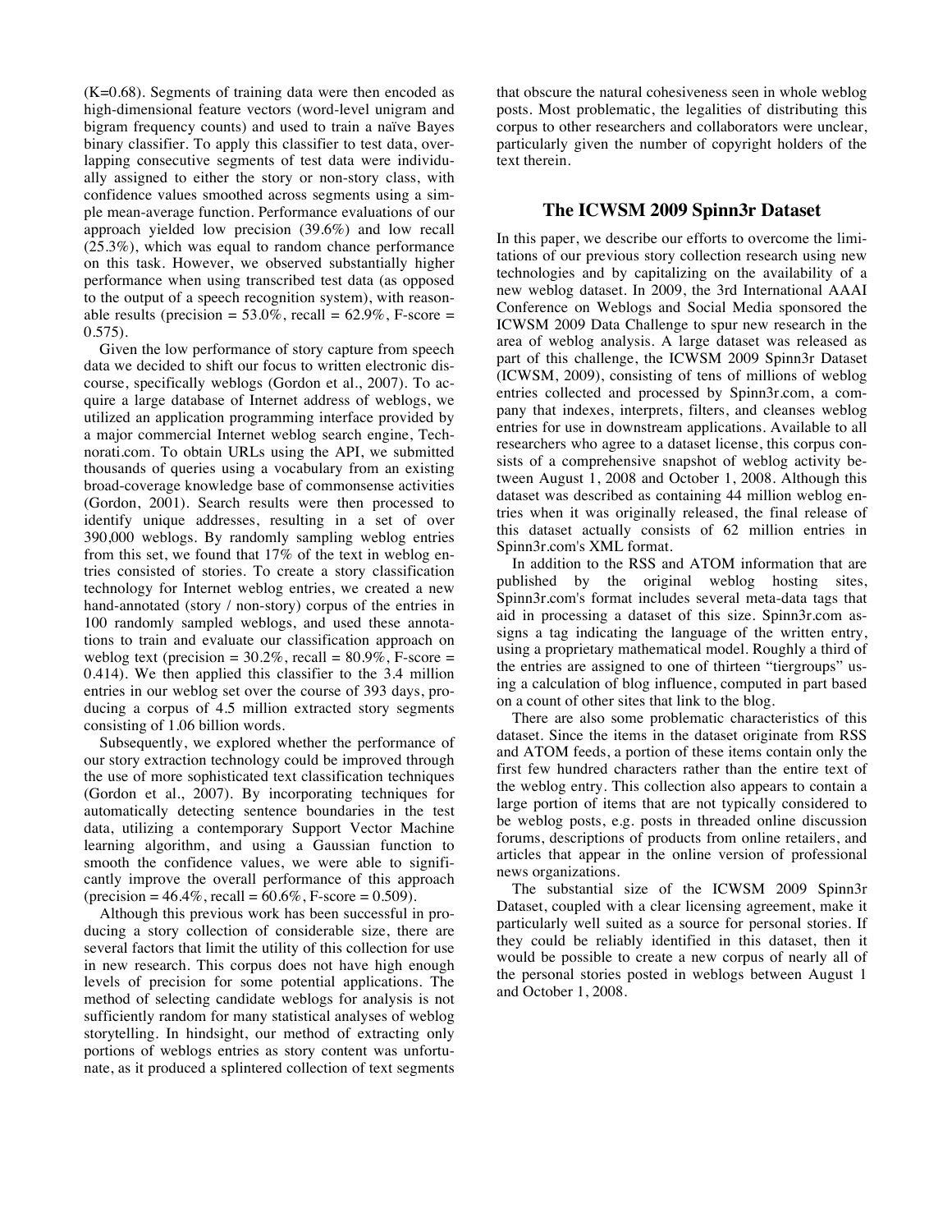(K=0.68). Segments of training data were then encoded as high-dimensional feature vectors (word-level unigram and bigram frequency counts) and used to train a naïve Bayes binary classifier. To apply this classifier to test data, overlapping consecutive segments of test data were individually assigned to either the story or non-story class, with confidence values smoothed across segments using a simple mean-average function. Performance evaluations of our approach yielded low precision (39.6%) and low recall (25.3%), which was equal to random chance performance on this task. However, we observed substantially higher performance when using transcribed test data (as opposed to the output of a speech recognition system), with reasonable results (precision = 53.0%, recall = 62.9%, F-score = 0.575).

Given the low performance of story capture from speech data we decided to shift our focus to written electronic discourse, specifically weblogs (Gordon et al., 2007). To acquire a large database of Internet address of weblogs, we utilized an application programming interface provided by a major commercial Internet weblog search engine, Technorati.com. To obtain URLs using the API, we submitted thousands of queries using a vocabulary from an existing broad-coverage knowledge base of commonsense activities (Gordon, 2001). Search results were then processed to identify unique addresses, resulting in a set of over 390,000 weblogs. By randomly sampling weblog entries from this set, we found that 17% of the text in weblog entries consisted of stories. To create a story classification technology for Internet weblog entries, we created a new hand-annotated (story / non-story) corpus of the entries in 100 randomly sampled weblogs, and used these annotations to train and evaluate our classification approach on weblog text (precision = 30.2%, recall = 80.9%, F-score = 0.414). We then applied this classifier to the 3.4 million entries in our weblog set over the course of 393 days, producing a corpus of 4.5 million extracted story segments consisting of 1.06 billion words.

Subsequently, we explored whether the performance of our story extraction technology could be improved through the use of more sophisticated text classification techniques (Gordon et al., 2007). By incorporating techniques for automatically detecting sentence boundaries in the test data, utilizing a contemporary Support Vector Machine learning algorithm, and using a Gaussian function to smooth the confidence values, we were able to significantly improve the overall performance of this approach (precision = 46.4%, recall = 60.6%, F-score = 0.509).

Although this previous work has been successful in producing a story collection of considerable size, there are several factors that limit the utility of this collection for use in new research. This corpus does not have high enough levels of precision for some potential applications. The method of selecting candidate weblogs for analysis is not sufficiently random for many statistical analyses of weblog storytelling. In hindsight, our method of extracting only portions of weblogs entries as story content was unfortunate, as it produced a splintered collection of text segments that obscure the natural cohesiveness seen in whole weblog posts. Most problematic, the legalities of distributing this corpus to other researchers and collaborators were unclear, particularly given the number of copyright holders of the text therein.

## The ICWSM 2009 Spinn3r Dataset

In this paper, we describe our efforts to overcome the limitations of our previous story collection research using new technologies and by capitalizing on the availability of a new weblog dataset. In 2009, the 3rd International AAAI Conference on Weblogs and Social Media sponsored the ICWSM 2009 Data Challenge to spur new research in the area of weblog analysis. A large dataset was released as part of this challenge, the ICWSM 2009 Spinn3r Dataset (ICWSM, 2009), consisting of tens of millions of weblog entries collected and processed by Spinn3r.com, a company that indexes, interprets, filters, and cleanses weblog entries for use in downstream applications. Available to all researchers who agree to a dataset license, this corpus consists of a comprehensive snapshot of weblog activity between August 1, 2008 and October 1, 2008. Although this dataset was described as containing 44 million weblog entries when it was originally released, the final release of this dataset actually consists of 62 million entries in Spinn3r.com's XML format.

In addition to the RSS and ATOM information that are published by the original weblog hosting sites, Spinn3r.com's format includes several meta-data tags that aid in processing a dataset of this size. Spinn3r.com assigns a tag indicating the language of the written entry, using a proprietary mathematical model. Roughly a third of the entries are assigned to one of thirteen "tiergroups" using a calculation of blog influence, computed in part based on a count of other sites that link to the blog.

There are also some problematic characteristics of this dataset. Since the items in the dataset originate from RSS and ATOM feeds, a portion of these items contain only the first few hundred characters rather than the entire text of the weblog entry. This collection also appears to contain a large portion of items that are not typically considered to be weblog posts, e.g. posts in threaded online discussion forums, descriptions of products from online retailers, and articles that appear in the online version of professional news organizations.

The substantial size of the ICWSM 2009 Spinn3r Dataset, coupled with a clear licensing agreement, make it particularly well suited as a source for personal stories. If they could be reliably identified in this dataset, then it would be possible to create a new corpus of nearly all of the personal stories posted in weblogs between August 1 and October 1, 2008.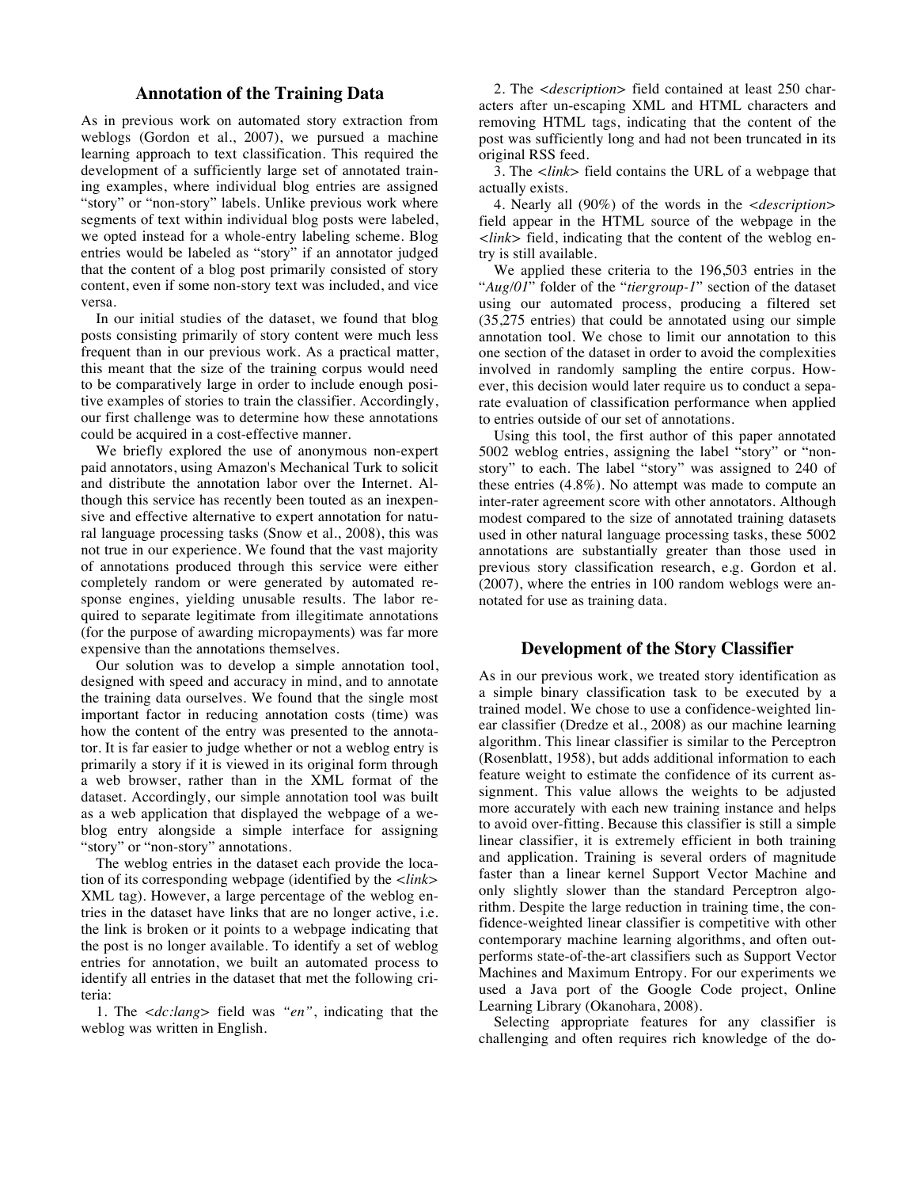## Annotation of the Training Data

As in previous work on automated story extraction from weblogs (Gordon et al., 2007), we pursued a machine learning approach to text classification. This required the development of a sufficiently large set of annotated training examples, where individual blog entries are assigned "story" or "non-story" labels. Unlike previous work where segments of text within individual blog posts were labeled, we opted instead for a whole-entry labeling scheme. Blog entries would be labeled as "story" if an annotator judged that the content of a blog post primarily consisted of story content, even if some non-story text was included, and vice versa.

In our initial studies of the dataset, we found that blog posts consisting primarily of story content were much less frequent than in our previous work. As a practical matter, this meant that the size of the training corpus would need to be comparatively large in order to include enough positive examples of stories to train the classifier. Accordingly, our first challenge was to determine how these annotations could be acquired in a cost-effective manner.

We briefly explored the use of anonymous non-expert paid annotators, using Amazon's Mechanical Turk to solicit and distribute the annotation labor over the Internet. Although this service has recently been touted as an inexpensive and effective alternative to expert annotation for natural language processing tasks (Snow et al., 2008), this was not true in our experience. We found that the vast majority of annotations produced through this service were either completely random or were generated by automated response engines, yielding unusable results. The labor required to separate legitimate from illegitimate annotations (for the purpose of awarding micropayments) was far more expensive than the annotations themselves.

Our solution was to develop a simple annotation tool, designed with speed and accuracy in mind, and to annotate the training data ourselves. We found that the single most important factor in reducing annotation costs (time) was how the content of the entry was presented to the annotator. It is far easier to judge whether or not a weblog entry is primarily a story if it is viewed in its original form through a web browser, rather than in the XML format of the dataset. Accordingly, our simple annotation tool was built as a web application that displayed the webpage of a weblog entry alongside a simple interface for assigning "story" or "non-story" annotations.

The weblog entries in the dataset each provide the location of its corresponding webpage (identified by the *<link>* XML tag). However, a large percentage of the weblog entries in the dataset have links that are no longer active, i.e. the link is broken or it points to a webpage indicating that the post is no longer available. To identify a set of weblog entries for annotation, we built an automated process to identify all entries in the dataset that met the following criteria:

1. The *<dc:lang>* field was *"en"*, indicating that the weblog was written in English.

2. The *<description>* field contained at least 250 characters after un-escaping XML and HTML characters and removing HTML tags, indicating that the content of the post was sufficiently long and had not been truncated in its original RSS feed.

3. The *<link>* field contains the URL of a webpage that actually exists.

4. Nearly all (90%) of the words in the *<description>* field appear in the HTML source of the webpage in the *<link>* field, indicating that the content of the weblog entry is still available.

We applied these criteria to the 196,503 entries in the "*Aug/01*" folder of the "*tiergroup-1*" section of the dataset using our automated process, producing a filtered set (35,275 entries) that could be annotated using our simple annotation tool. We chose to limit our annotation to this one section of the dataset in order to avoid the complexities involved in randomly sampling the entire corpus. However, this decision would later require us to conduct a separate evaluation of classification performance when applied to entries outside of our set of annotations.

Using this tool, the first author of this paper annotated 5002 weblog entries, assigning the label "story" or "non-story" to each. The label "story" was assigned to 240 of these entries (4.8%). No attempt was made to compute an inter-rater agreement score with other annotators. Although modest compared to the size of annotated training datasets used in other natural language processing tasks, these 5002 annotations are substantially greater than those used in previous story classification research, e.g. Gordon et al. (2007), where the entries in 100 random weblogs were annotated for use as training data.

## Development of the Story Classifier

As in our previous work, we treated story identification as a simple binary classification task to be executed by a trained model. We chose to use a confidence-weighted linear classifier (Dredze et al., 2008) as our machine learning algorithm. This linear classifier is similar to the Perceptron (Rosenblatt, 1958), but adds additional information to each feature weight to estimate the confidence of its current assignment. This value allows the weights to be adjusted more accurately with each new training instance and helps to avoid over-fitting. Because this classifier is still a simple linear classifier, it is extremely efficient in both training and application. Training is several orders of magnitude faster than a linear kernel Support Vector Machine and only slightly slower than the standard Perceptron algorithm. Despite the large reduction in training time, the confidence-weighted linear classifier is competitive with other contemporary machine learning algorithms, and often outperforms state-of-the-art classifiers such as Support Vector Machines and Maximum Entropy. For our experiments we used a Java port of the Google Code project, Online Learning Library (Okanohara, 2008).

Selecting appropriate features for any classifier is challenging and often requires rich knowledge of the do-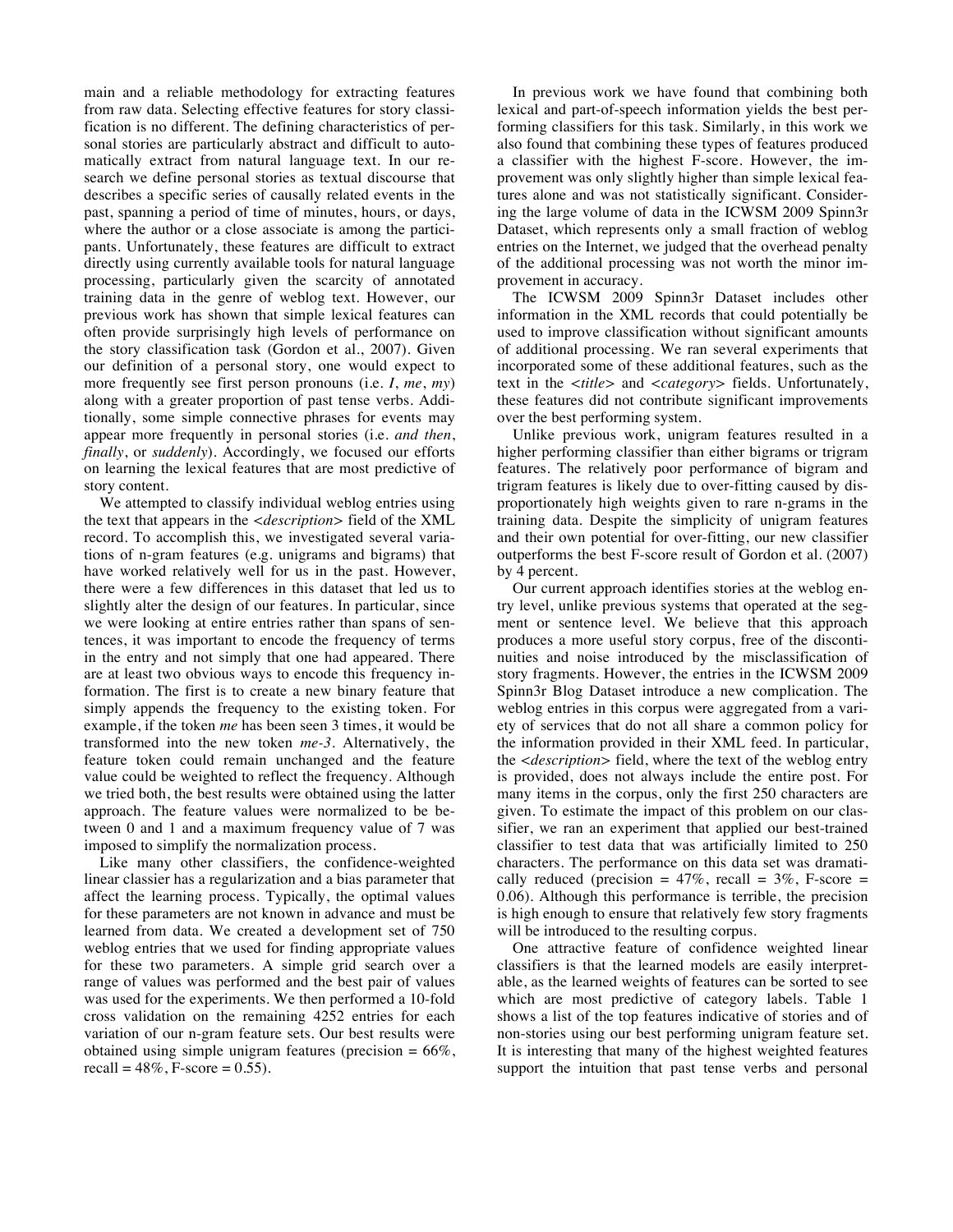main and a reliable methodology for extracting features from raw data. Selecting effective features for story classification is no different. The defining characteristics of personal stories are particularly abstract and difficult to automatically extract from natural language text. In our research we define personal stories as textual discourse that describes a specific series of causally related events in the past, spanning a period of time of minutes, hours, or days, where the author or a close associate is among the participants. Unfortunately, these features are difficult to extract directly using currently available tools for natural language processing, particularly given the scarcity of annotated training data in the genre of weblog text. However, our previous work has shown that simple lexical features can often provide surprisingly high levels of performance on the story classification task (Gordon et al., 2007). Given our definition of a personal story, one would expect to more frequently see first person pronouns (i.e. *I*, *me*, *my*) along with a greater proportion of past tense verbs. Additionally, some simple connective phrases for events may appear more frequently in personal stories (i.e. *and then*, *finally*, or *suddenly*). Accordingly, we focused our efforts on learning the lexical features that are most predictive of story content.

We attempted to classify individual weblog entries using the text that appears in the *<description>* field of the XML record. To accomplish this, we investigated several variations of n-gram features (e.g. unigrams and bigrams) that have worked relatively well for us in the past. However, there were a few differences in this dataset that led us to slightly alter the design of our features. In particular, since we were looking at entire entries rather than spans of sentences, it was important to encode the frequency of terms in the entry and not simply that one had appeared. There are at least two obvious ways to encode this frequency information. The first is to create a new binary feature that simply appends the frequency to the existing token. For example, if the token *me* has been seen 3 times, it would be transformed into the new token *me-3*. Alternatively, the feature token could remain unchanged and the feature value could be weighted to reflect the frequency. Although we tried both, the best results were obtained using the latter approach. The feature values were normalized to be between 0 and 1 and a maximum frequency value of 7 was imposed to simplify the normalization process.

Like many other classifiers, the confidence-weighted linear classier has a regularization and a bias parameter that affect the learning process. Typically, the optimal values for these parameters are not known in advance and must be learned from data. We created a development set of 750 weblog entries that we used for finding appropriate values for these two parameters. A simple grid search over a range of values was performed and the best pair of values was used for the experiments. We then performed a 10-fold cross validation on the remaining 4252 entries for each variation of our n-gram feature sets. Our best results were obtained using simple unigram features (precision = 66%, recall = 48%, F-score = 0.55).

In previous work we have found that combining both lexical and part-of-speech information yields the best performing classifiers for this task. Similarly, in this work we also found that combining these types of features produced a classifier with the highest F-score. However, the improvement was only slightly higher than simple lexical features alone and was not statistically significant. Considering the large volume of data in the ICWSM 2009 Spinn3r Dataset, which represents only a small fraction of weblog entries on the Internet, we judged that the overhead penalty of the additional processing was not worth the minor improvement in accuracy.

The ICWSM 2009 Spinn3r Dataset includes other information in the XML records that could potentially be used to improve classification without significant amounts of additional processing. We ran several experiments that incorporated some of these additional features, such as the text in the *<title>* and *<category>* fields. Unfortunately, these features did not contribute significant improvements over the best performing system.

Unlike previous work, unigram features resulted in a higher performing classifier than either bigrams or trigram features. The relatively poor performance of bigram and trigram features is likely due to over-fitting caused by disproportionately high weights given to rare n-grams in the training data. Despite the simplicity of unigram features and their own potential for over-fitting, our new classifier outperforms the best F-score result of Gordon et al. (2007) by 4 percent.

Our current approach identifies stories at the weblog entry level, unlike previous systems that operated at the segment or sentence level. We believe that this approach produces a more useful story corpus, free of the discontinuities and noise introduced by the misclassification of story fragments. However, the entries in the ICWSM 2009 Spinn3r Blog Dataset introduce a new complication. The weblog entries in this corpus were aggregated from a variety of services that do not all share a common policy for the information provided in their XML feed. In particular, the *<description>* field, where the text of the weblog entry is provided, does not always include the entire post. For many items in the corpus, only the first 250 characters are given. To estimate the impact of this problem on our classifier, we ran an experiment that applied our best-trained classifier to test data that was artificially limited to 250 characters. The performance on this data set was dramatically reduced (precision = 47%, recall = 3%, F-score = 0.06). Although this performance is terrible, the precision is high enough to ensure that relatively few story fragments will be introduced to the resulting corpus.

One attractive feature of confidence weighted linear classifiers is that the learned models are easily interpretable, as the learned weights of features can be sorted to see which are most predictive of category labels. Table 1 shows a list of the top features indicative of stories and of non-stories using our best performing unigram feature set. It is interesting that many of the highest weighted features support the intuition that past tense verbs and personal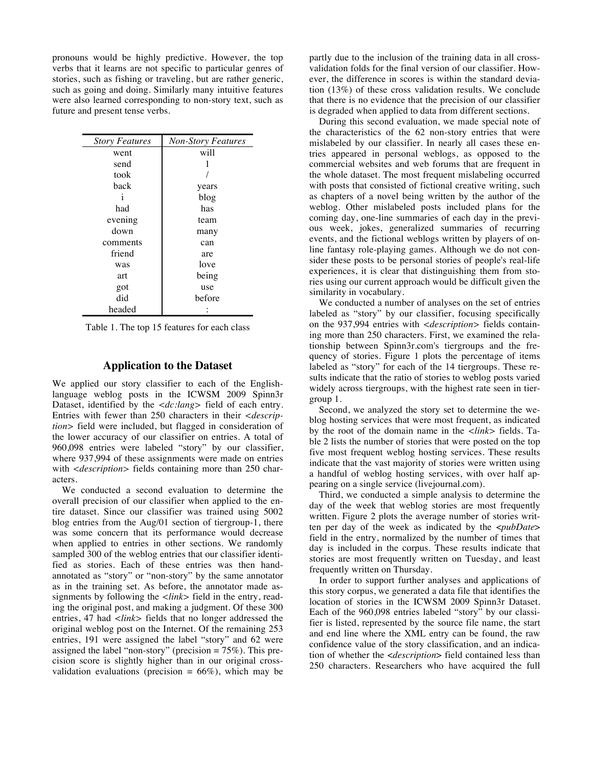pronouns would be highly predictive. However, the top verbs that it learns are not specific to particular genres of stories, such as fishing or traveling, but are rather generic, such as going and doing. Similarly many intuitive features were also learned corresponding to non-story text, such as future and present tense verbs.

| *Story Features* | *Non-Story Features* |
|---|---|
| went | will |
| send | 1 |
| took | / |
| back | years |
| i | blog |
| had | has |
| evening | team |
| down | many |
| comments | can |
| friend | are |
| was | love |
| art | being |
| got | use |
| did | before |
| headed | : |

Table 1. The top 15 features for each class

## Application to the Dataset

We applied our story classifier to each of the English-language weblog posts in the ICWSM 2009 Spinn3r Dataset, identified by the *<dc:lang>* field of each entry. Entries with fewer than 250 characters in their *<description>* field were included, but flagged in consideration of the lower accuracy of our classifier on entries. A total of 960,098 entries were labeled "story" by our classifier, where 937,994 of these assignments were made on entries with *<description>* fields containing more than 250 characters.

We conducted a second evaluation to determine the overall precision of our classifier when applied to the entire dataset. Since our classifier was trained using 5002 blog entries from the Aug/01 section of tiergroup-1, there was some concern that its performance would decrease when applied to entries in other sections. We randomly sampled 300 of the weblog entries that our classifier identified as stories. Each of these entries was then hand-annotated as "story" or "non-story" by the same annotator as in the training set. As before, the annotator made assignments by following the *<link>* field in the entry, reading the original post, and making a judgment. Of these 300 entries, 47 had *<link>* fields that no longer addressed the original weblog post on the Internet. Of the remaining 253 entries, 191 were assigned the label "story" and 62 were assigned the label "non-story" (precision = 75%). This precision score is slightly higher than in our original cross-validation evaluations (precision = 66%), which may be partly due to the inclusion of the training data in all cross-validation folds for the final version of our classifier. However, the difference in scores is within the standard deviation (13%) of these cross validation results. We conclude that there is no evidence that the precision of our classifier is degraded when applied to data from different sections.

During this second evaluation, we made special note of the characteristics of the 62 non-story entries that were mislabeled by our classifier. In nearly all cases these entries appeared in personal weblogs, as opposed to the commercial websites and web forums that are frequent in the whole dataset. The most frequent mislabeling occurred with posts that consisted of fictional creative writing, such as chapters of a novel being written by the author of the weblog. Other mislabeled posts included plans for the coming day, one-line summaries of each day in the previous week, jokes, generalized summaries of recurring events, and the fictional weblogs written by players of online fantasy role-playing games. Although we do not consider these posts to be personal stories of people's real-life experiences, it is clear that distinguishing them from stories using our current approach would be difficult given the similarity in vocabulary.

We conducted a number of analyses on the set of entries labeled as "story" by our classifier, focusing specifically on the 937,994 entries with *<description>* fields containing more than 250 characters. First, we examined the relationship between Spinn3r.com's tiergroups and the frequency of stories. Figure 1 plots the percentage of items labeled as "story" for each of the 14 tiergroups. These results indicate that the ratio of stories to weblog posts varied widely across tiergroups, with the highest rate seen in tiergroup 1.

Second, we analyzed the story set to determine the weblog hosting services that were most frequent, as indicated by the root of the domain name in the *<link>* fields. Table 2 lists the number of stories that were posted on the top five most frequent weblog hosting services. These results indicate that the vast majority of stories were written using a handful of weblog hosting services, with over half appearing on a single service (livejournal.com).

Third, we conducted a simple analysis to determine the day of the week that weblog stories are most frequently written. Figure 2 plots the average number of stories written per day of the week as indicated by the *<pubDate>* field in the entry, normalized by the number of times that day is included in the corpus. These results indicate that stories are most frequently written on Tuesday, and least frequently written on Thursday.

In order to support further analyses and applications of this story corpus, we generated a data file that identifies the location of stories in the ICWSM 2009 Spinn3r Dataset. Each of the 960,098 entries labeled "story" by our classifier is listed, represented by the source file name, the start and end line where the XML entry can be found, the raw confidence value of the story classification, and an indication of whether the *<description>* field contained less than 250 characters. Researchers who have acquired the full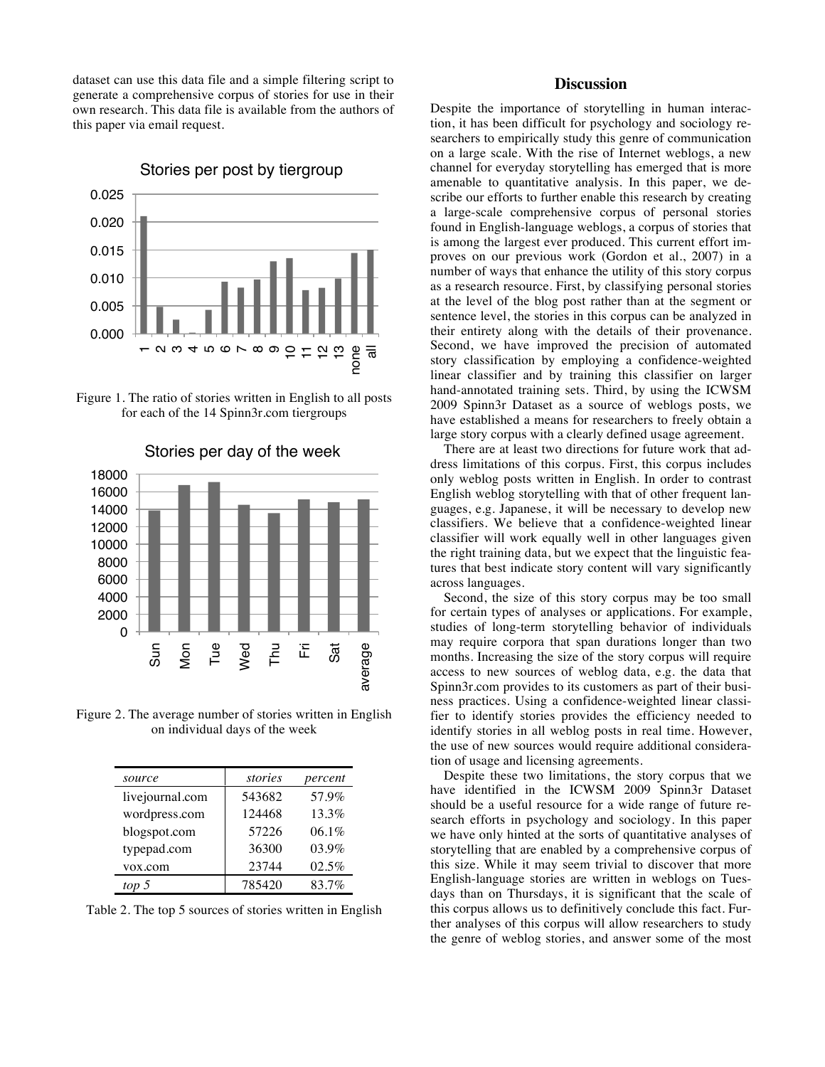dataset can use this data file and a simple filtering script to generate a comprehensive corpus of stories for use in their own research. This data file is available from the authors of this paper via email request.

Figure 1. The ratio of stories written in English to all posts for each of the 14 Spinn3r.com tiergroups

Figure 2. The average number of stories written in English on individual days of the week

| *source* | *stories* | *percent* |
|---|---|---|
| livejournal.com | 543682 | 57.9% |
| wordpress.com | 124468 | 13.3% |
| blogspot.com | 57226 | 06.1% |
| typepad.com | 36300 | 03.9% |
| vox.com | 23744 | 02.5% |
| *top 5* | 785420 | 83.7% |

Table 2. The top 5 sources of stories written in English

## Discussion

Despite the importance of storytelling in human interaction, it has been difficult for psychology and sociology researchers to empirically study this genre of communication on a large scale. With the rise of Internet weblogs, a new channel for everyday storytelling has emerged that is more amenable to quantitative analysis. In this paper, we describe our efforts to further enable this research by creating a large-scale comprehensive corpus of personal stories found in English-language weblogs, a corpus of stories that is among the largest ever produced. This current effort improves on our previous work (Gordon et al., 2007) in a number of ways that enhance the utility of this story corpus as a research resource. First, by classifying personal stories at the level of the blog post rather than at the segment or sentence level, the stories in this corpus can be analyzed in their entirety along with the details of their provenance. Second, we have improved the precision of automated story classification by employing a confidence-weighted linear classifier and by training this classifier on larger hand-annotated training sets. Third, by using the ICWSM 2009 Spinn3r Dataset as a source of weblogs posts, we have established a means for researchers to freely obtain a large story corpus with a clearly defined usage agreement.

There are at least two directions for future work that address limitations of this corpus. First, this corpus includes only weblog posts written in English. In order to contrast English weblog storytelling with that of other frequent languages, e.g. Japanese, it will be necessary to develop new classifiers. We believe that a confidence-weighted linear classifier will work equally well in other languages given the right training data, but we expect that the linguistic features that best indicate story content will vary significantly across languages.

Second, the size of this story corpus may be too small for certain types of analyses or applications. For example, studies of long-term storytelling behavior of individuals may require corpora that span durations longer than two months. Increasing the size of the story corpus will require access to new sources of weblog data, e.g. the data that Spinn3r.com provides to its customers as part of their business practices. Using a confidence-weighted linear classifier to identify stories provides the efficiency needed to identify stories in all weblog posts in real time. However, the use of new sources would require additional consideration of usage and licensing agreements.

Despite these two limitations, the story corpus that we have identified in the ICWSM 2009 Spinn3r Dataset should be a useful resource for a wide range of future research efforts in psychology and sociology. In this paper we have only hinted at the sorts of quantitative analyses of storytelling that are enabled by a comprehensive corpus of this size. While it may seem trivial to discover that more English-language stories are written in weblogs on Tuesdays than on Thursdays, it is significant that the scale of this corpus allows us to definitively conclude this fact. Further analyses of this corpus will allow researchers to study the genre of weblog stories, and answer some of the most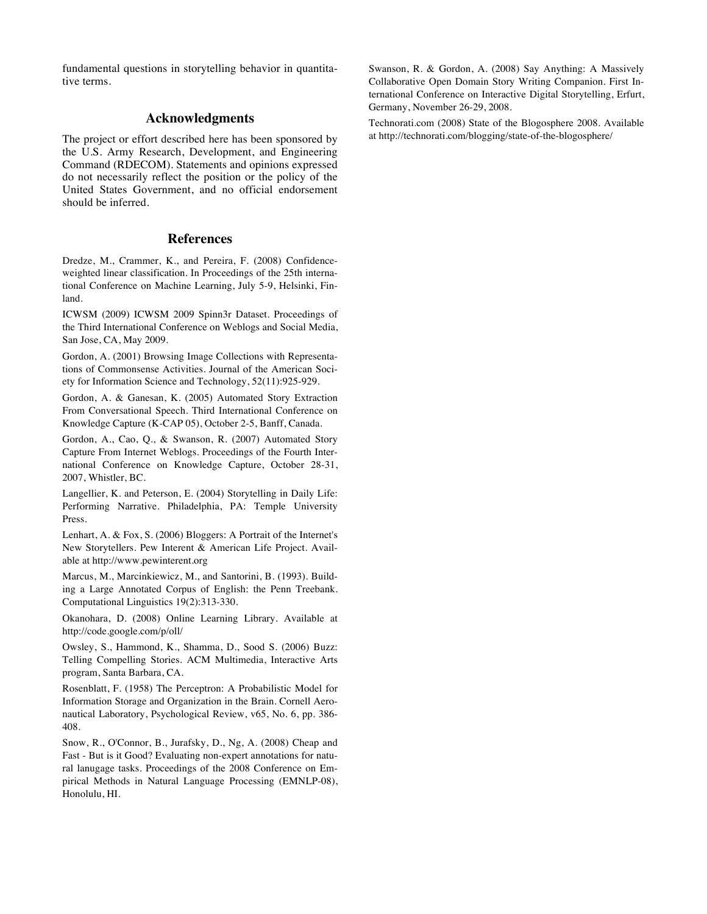fundamental questions in storytelling behavior in quantitative terms.

## Acknowledgments

The project or effort described here has been sponsored by the U.S. Army Research, Development, and Engineering Command (RDECOM). Statements and opinions expressed do not necessarily reflect the position or the policy of the United States Government, and no official endorsement should be inferred.

## References

Dredze, M., Crammer, K., and Pereira, F. (2008) Confidence-weighted linear classification. In Proceedings of the 25th international Conference on Machine Learning, July 5-9, Helsinki, Finland.

ICWSM (2009) ICWSM 2009 Spinn3r Dataset. Proceedings of the Third International Conference on Weblogs and Social Media, San Jose, CA, May 2009.

Gordon, A. (2001) Browsing Image Collections with Representations of Commonsense Activities. Journal of the American Society for Information Science and Technology, 52(11):925-929.

Gordon, A. & Ganesan, K. (2005) Automated Story Extraction From Conversational Speech. Third International Conference on Knowledge Capture (K-CAP 05), October 2-5, Banff, Canada.

Gordon, A., Cao, Q., & Swanson, R. (2007) Automated Story Capture From Internet Weblogs. Proceedings of the Fourth International Conference on Knowledge Capture, October 28-31, 2007, Whistler, BC.

Langellier, K. and Peterson, E. (2004) Storytelling in Daily Life: Performing Narrative. Philadelphia, PA: Temple University Press.

Lenhart, A. & Fox, S. (2006) Bloggers: A Portrait of the Internet's New Storytellers. Pew Interent & American Life Project. Available at http://www.pewinterent.org

Marcus, M., Marcinkiewicz, M., and Santorini, B. (1993). Building a Large Annotated Corpus of English: the Penn Treebank. Computational Linguistics 19(2):313-330.

Okanohara, D. (2008) Online Learning Library. Available at http://code.google.com/p/oll/

Owsley, S., Hammond, K., Shamma, D., Sood S. (2006) Buzz: Telling Compelling Stories. ACM Multimedia, Interactive Arts program, Santa Barbara, CA.

Rosenblatt, F. (1958) The Perceptron: A Probabilistic Model for Information Storage and Organization in the Brain. Cornell Aeronautical Laboratory, Psychological Review, v65, No. 6, pp. 386-408.

Snow, R., O'Connor, B., Jurafsky, D., Ng, A. (2008) Cheap and Fast - But is it Good? Evaluating non-expert annotations for natural lanugage tasks. Proceedings of the 2008 Conference on Empirical Methods in Natural Language Processing (EMNLP-08), Honolulu, HI.

Swanson, R. & Gordon, A. (2008) Say Anything: A Massively Collaborative Open Domain Story Writing Companion. First International Conference on Interactive Digital Storytelling, Erfurt, Germany, November 26-29, 2008.

Technorati.com (2008) State of the Blogosphere 2008. Available at http://technorati.com/blogging/state-of-the-blogosphere/